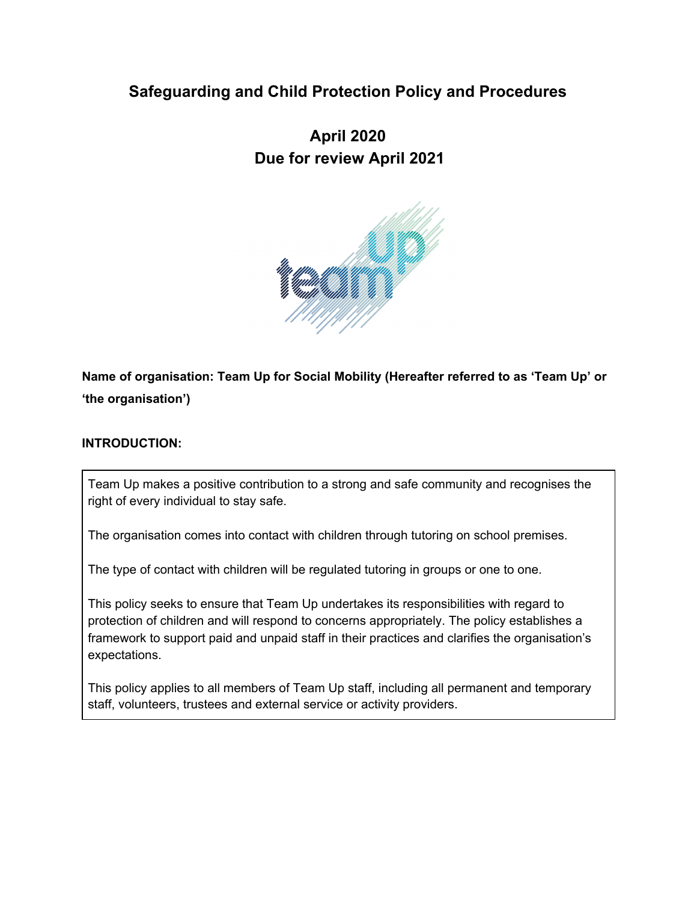# Safeguarding and Child Protection Policy and Procedures

## April 2020
## Due for review April 2021

**Name of organisation: Team Up for Social Mobility (Hereafter referred to as 'Team Up' or 'the organisation')**

**INTRODUCTION:**

Team Up makes a positive contribution to a strong and safe community and recognises the right of every individual to stay safe.

The organisation comes into contact with children through tutoring on school premises.

The type of contact with children will be regulated tutoring in groups or one to one.

This policy seeks to ensure that Team Up undertakes its responsibilities with regard to protection of children and will respond to concerns appropriately. The policy establishes a framework to support paid and unpaid staff in their practices and clarifies the organisation's expectations.

This policy applies to all members of Team Up staff, including all permanent and temporary staff, volunteers, trustees and external service or activity providers.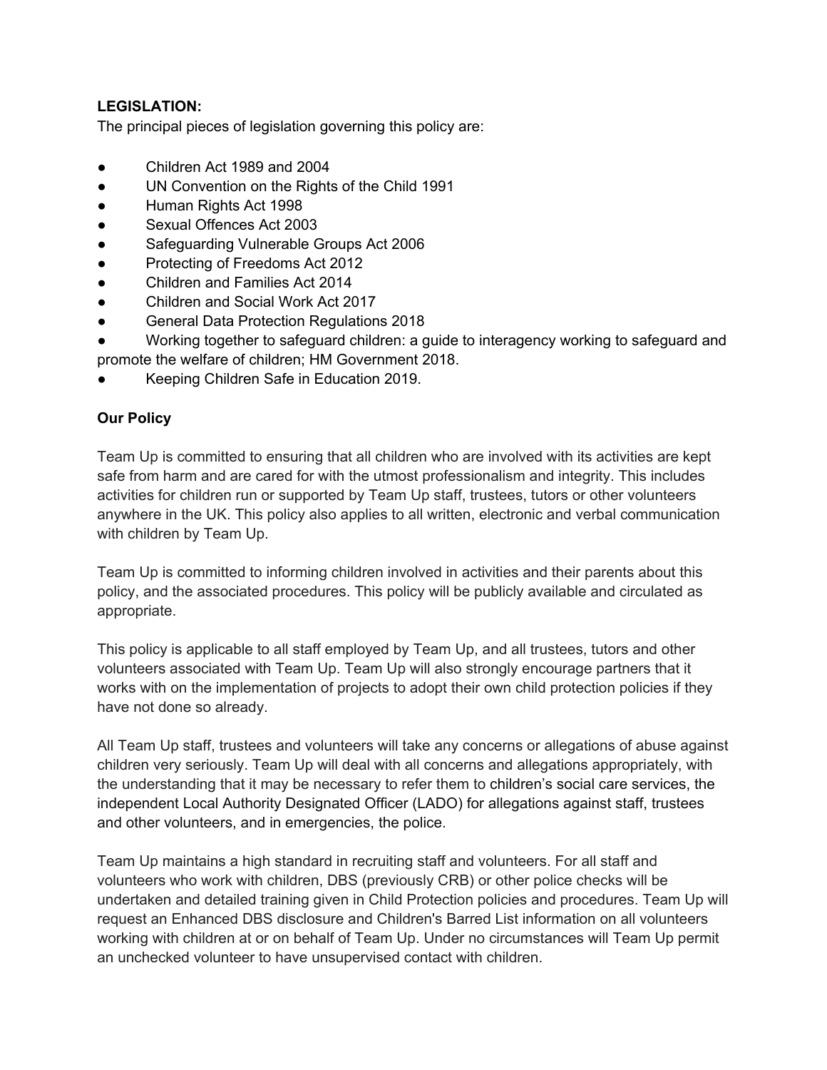**LEGISLATION:**

The principal pieces of legislation governing this policy are:

- Children Act 1989 and 2004
- UN Convention on the Rights of the Child 1991
- Human Rights Act 1998
- Sexual Offences Act 2003
- Safeguarding Vulnerable Groups Act 2006
- Protecting of Freedoms Act 2012
- Children and Families Act 2014
- Children and Social Work Act 2017
- General Data Protection Regulations 2018
- Working together to safeguard children: a guide to interagency working to safeguard and promote the welfare of children; HM Government 2018.
- Keeping Children Safe in Education 2019.

**Our Policy**

Team Up is committed to ensuring that all children who are involved with its activities are kept safe from harm and are cared for with the utmost professionalism and integrity. This includes activities for children run or supported by Team Up staff, trustees, tutors or other volunteers anywhere in the UK. This policy also applies to all written, electronic and verbal communication with children by Team Up.

Team Up is committed to informing children involved in activities and their parents about this policy, and the associated procedures. This policy will be publicly available and circulated as appropriate.

This policy is applicable to all staff employed by Team Up, and all trustees, tutors and other volunteers associated with Team Up. Team Up will also strongly encourage partners that it works with on the implementation of projects to adopt their own child protection policies if they have not done so already.

All Team Up staff, trustees and volunteers will take any concerns or allegations of abuse against children very seriously. Team Up will deal with all concerns and allegations appropriately, with the understanding that it may be necessary to refer them to children's social care services, the independent Local Authority Designated Officer (LADO) for allegations against staff, trustees and other volunteers, and in emergencies, the police.

Team Up maintains a high standard in recruiting staff and volunteers. For all staff and volunteers who work with children, DBS (previously CRB) or other police checks will be undertaken and detailed training given in Child Protection policies and procedures. Team Up will request an Enhanced DBS disclosure and Children's Barred List information on all volunteers working with children at or on behalf of Team Up. Under no circumstances will Team Up permit an unchecked volunteer to have unsupervised contact with children.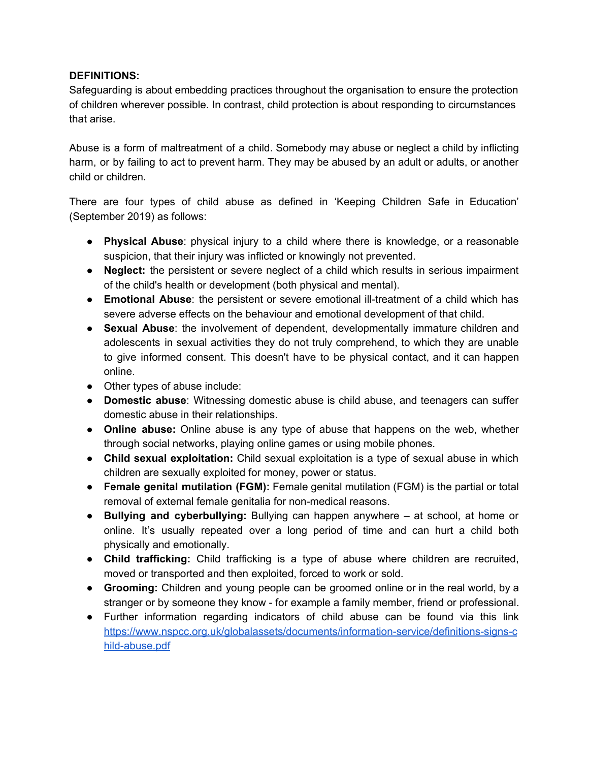**DEFINITIONS:**

Safeguarding is about embedding practices throughout the organisation to ensure the protection of children wherever possible. In contrast, child protection is about responding to circumstances that arise.

Abuse is a form of maltreatment of a child. Somebody may abuse or neglect a child by inflicting harm, or by failing to act to prevent harm. They may be abused by an adult or adults, or another child or children.

There are four types of child abuse as defined in 'Keeping Children Safe in Education' (September 2019) as follows:

- **Physical Abuse**: physical injury to a child where there is knowledge, or a reasonable suspicion, that their injury was inflicted or knowingly not prevented.
- **Neglect:** the persistent or severe neglect of a child which results in serious impairment of the child's health or development (both physical and mental).
- **Emotional Abuse**: the persistent or severe emotional ill-treatment of a child which has severe adverse effects on the behaviour and emotional development of that child.
- **Sexual Abuse**: the involvement of dependent, developmentally immature children and adolescents in sexual activities they do not truly comprehend, to which they are unable to give informed consent. This doesn't have to be physical contact, and it can happen online.
- Other types of abuse include:
- **Domestic abuse**: Witnessing domestic abuse is child abuse, and teenagers can suffer domestic abuse in their relationships.
- **Online abuse:** Online abuse is any type of abuse that happens on the web, whether through social networks, playing online games or using mobile phones.
- **Child sexual exploitation:** Child sexual exploitation is a type of sexual abuse in which children are sexually exploited for money, power or status.
- **Female genital mutilation (FGM):** Female genital mutilation (FGM) is the partial or total removal of external female genitalia for non-medical reasons.
- **Bullying and cyberbullying:** Bullying can happen anywhere – at school, at home or online. It's usually repeated over a long period of time and can hurt a child both physically and emotionally.
- **Child trafficking:** Child trafficking is a type of abuse where children are recruited, moved or transported and then exploited, forced to work or sold.
- **Grooming:** Children and young people can be groomed online or in the real world, by a stranger or by someone they know - for example a family member, friend or professional.
- Further information regarding indicators of child abuse can be found via this link [https://www.nspcc.org.uk/globalassets/documents/information-service/definitions-signs-child-abuse.pdf](https://www.nspcc.org.uk/globalassets/documents/information-service/definitions-signs-child-abuse.pdf)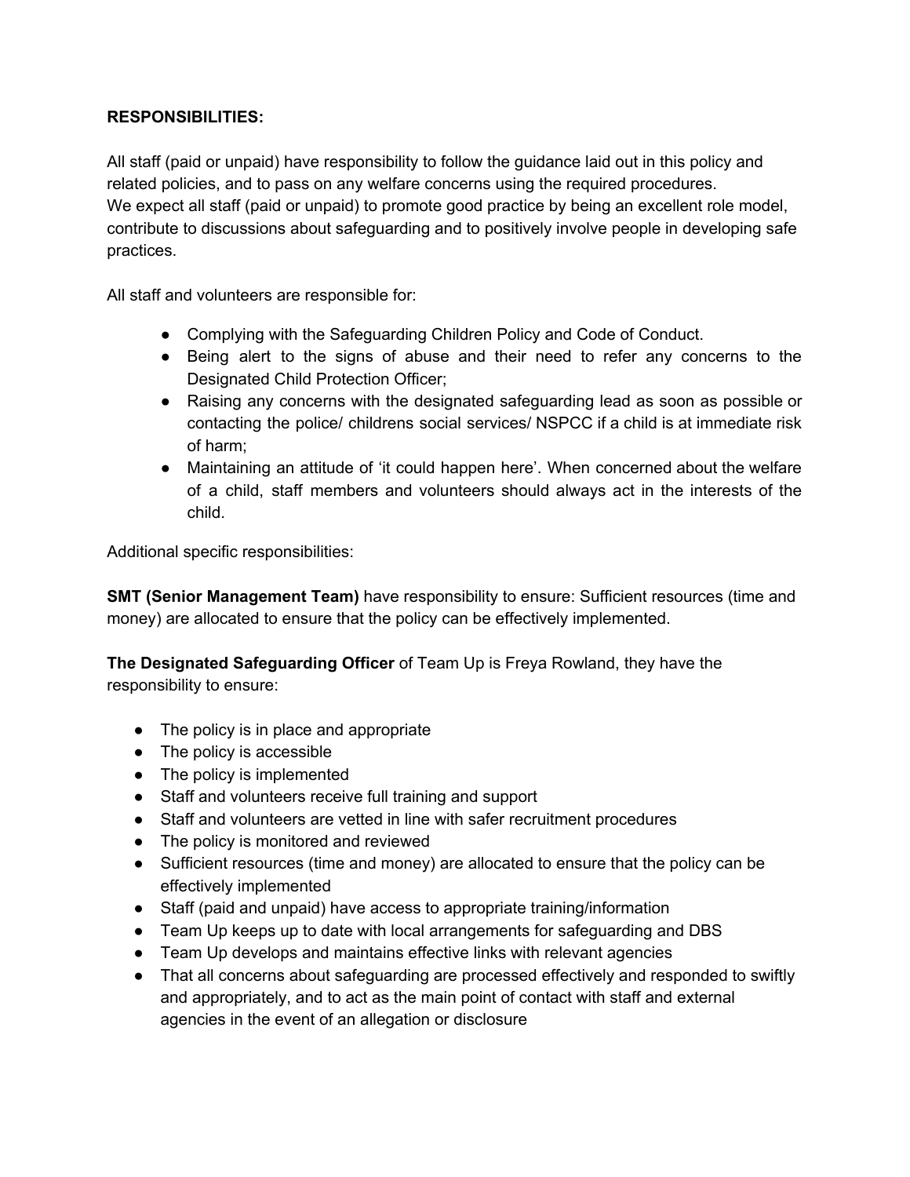**RESPONSIBILITIES:**

All staff (paid or unpaid) have responsibility to follow the guidance laid out in this policy and related policies, and to pass on any welfare concerns using the required procedures.
We expect all staff (paid or unpaid) to promote good practice by being an excellent role model, contribute to discussions about safeguarding and to positively involve people in developing safe practices.

All staff and volunteers are responsible for:

- Complying with the Safeguarding Children Policy and Code of Conduct.
- Being alert to the signs of abuse and their need to refer any concerns to the Designated Child Protection Officer;
- Raising any concerns with the designated safeguarding lead as soon as possible or contacting the police/ childrens social services/ NSPCC if a child is at immediate risk of harm;
- Maintaining an attitude of 'it could happen here'. When concerned about the welfare of a child, staff members and volunteers should always act in the interests of the child.

Additional specific responsibilities:

**SMT (Senior Management Team)** have responsibility to ensure: Sufficient resources (time and money) are allocated to ensure that the policy can be effectively implemented.

**The Designated Safeguarding Officer** of Team Up is Freya Rowland, they have the responsibility to ensure:

- The policy is in place and appropriate
- The policy is accessible
- The policy is implemented
- Staff and volunteers receive full training and support
- Staff and volunteers are vetted in line with safer recruitment procedures
- The policy is monitored and reviewed
- Sufficient resources (time and money) are allocated to ensure that the policy can be effectively implemented
- Staff (paid and unpaid) have access to appropriate training/information
- Team Up keeps up to date with local arrangements for safeguarding and DBS
- Team Up develops and maintains effective links with relevant agencies
- That all concerns about safeguarding are processed effectively and responded to swiftly and appropriately, and to act as the main point of contact with staff and external agencies in the event of an allegation or disclosure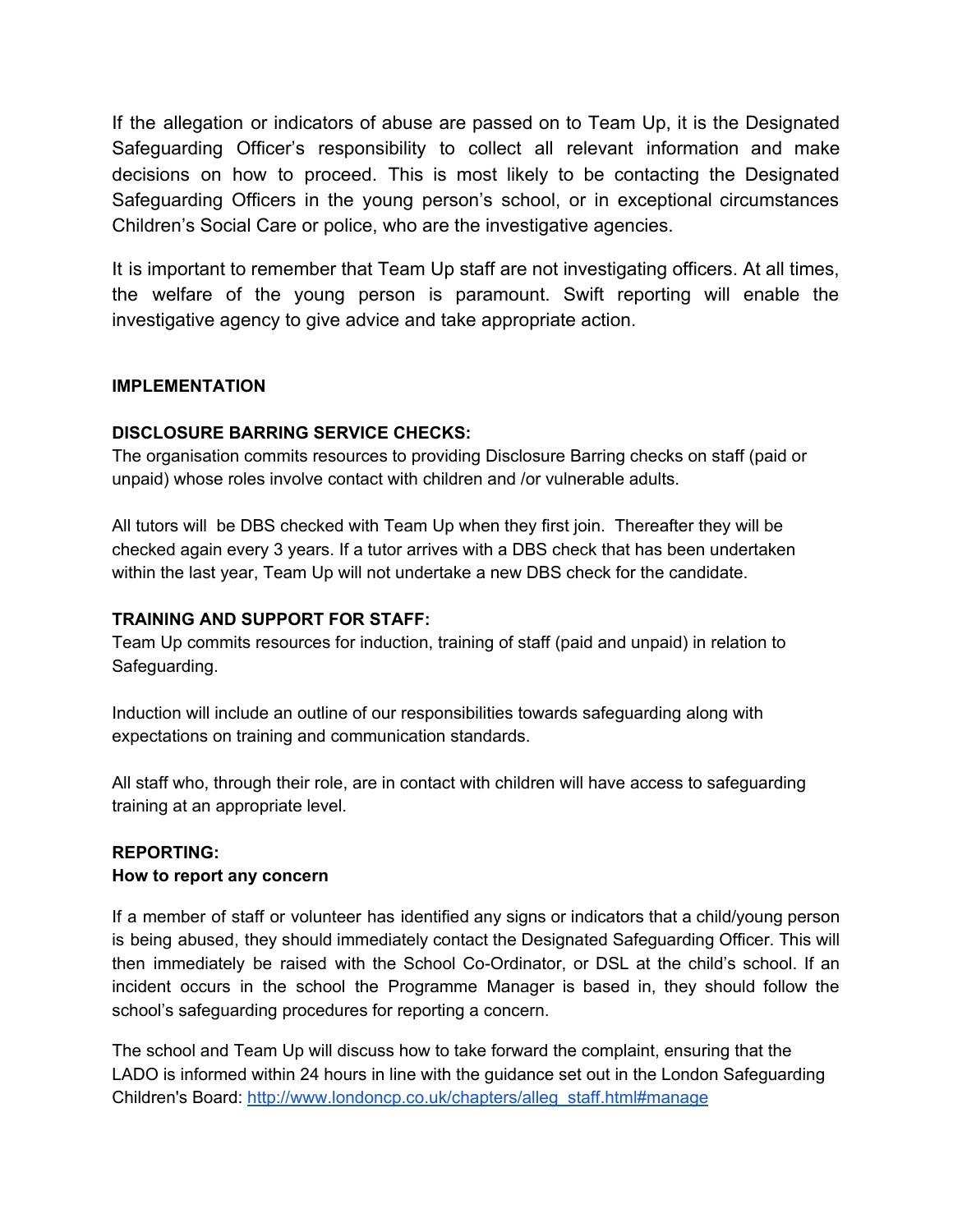If the allegation or indicators of abuse are passed on to Team Up, it is the Designated Safeguarding Officer's responsibility to collect all relevant information and make decisions on how to proceed. This is most likely to be contacting the Designated Safeguarding Officers in the young person's school, or in exceptional circumstances Children's Social Care or police, who are the investigative agencies.

It is important to remember that Team Up staff are not investigating officers. At all times, the welfare of the young person is paramount. Swift reporting will enable the investigative agency to give advice and take appropriate action.

**IMPLEMENTATION**

**DISCLOSURE BARRING SERVICE CHECKS:**

The organisation commits resources to providing Disclosure Barring checks on staff (paid or unpaid) whose roles involve contact with children and /or vulnerable adults.

All tutors will be DBS checked with Team Up when they first join. Thereafter they will be checked again every 3 years. If a tutor arrives with a DBS check that has been undertaken within the last year, Team Up will not undertake a new DBS check for the candidate.

**TRAINING AND SUPPORT FOR STAFF:**

Team Up commits resources for induction, training of staff (paid and unpaid) in relation to Safeguarding.

Induction will include an outline of our responsibilities towards safeguarding along with expectations on training and communication standards.

All staff who, through their role, are in contact with children will have access to safeguarding training at an appropriate level.

**REPORTING:**

**How to report any concern**

If a member of staff or volunteer has identified any signs or indicators that a child/young person is being abused, they should immediately contact the Designated Safeguarding Officer. This will then immediately be raised with the School Co-Ordinator, or DSL at the child's school. If an incident occurs in the school the Programme Manager is based in, they should follow the school's safeguarding procedures for reporting a concern.

The school and Team Up will discuss how to take forward the complaint, ensuring that the LADO is informed within 24 hours in line with the guidance set out in the London Safeguarding Children's Board: [http://www.londoncp.co.uk/chapters/alleg_staff.html#manage](http://www.londoncp.co.uk/chapters/alleg_staff.html#manage)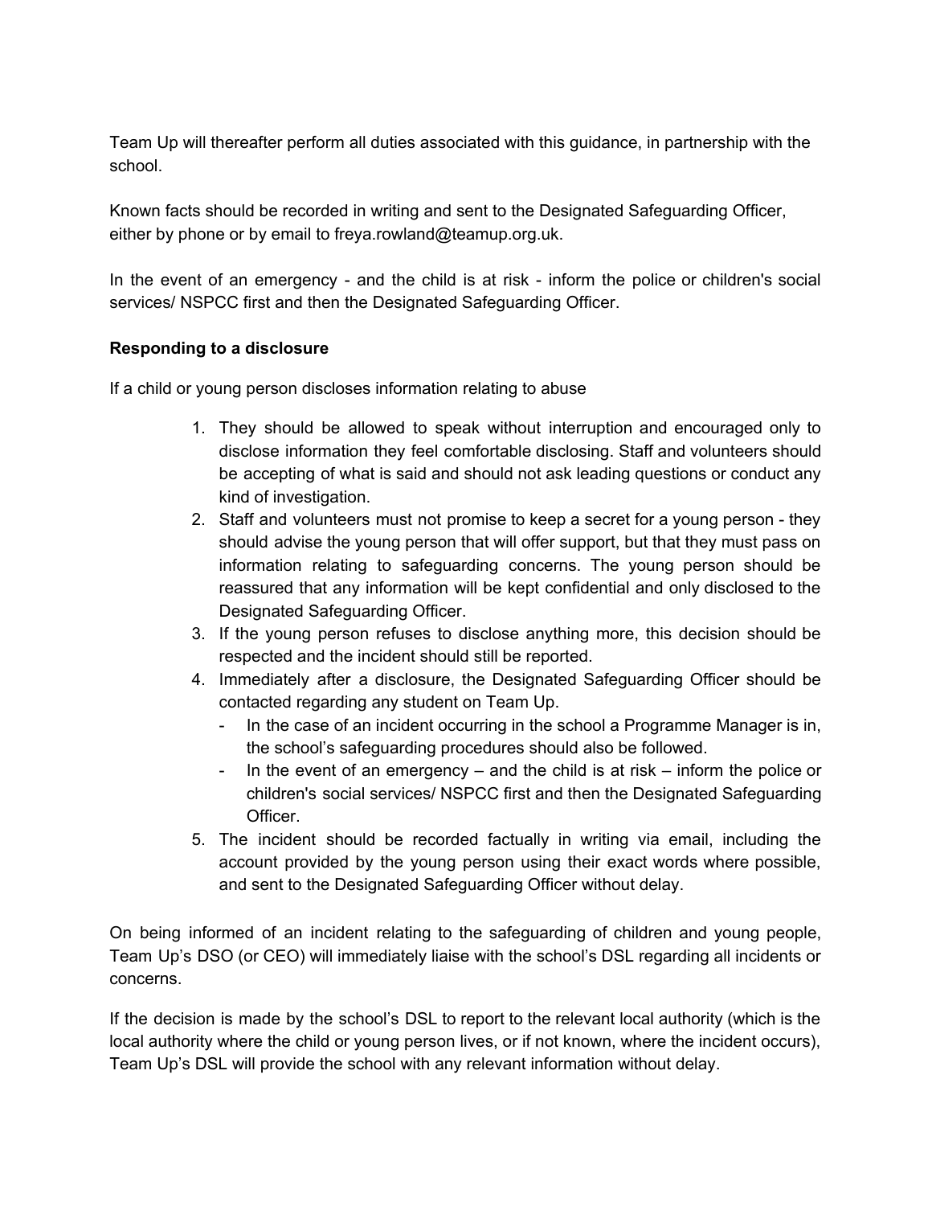Team Up will thereafter perform all duties associated with this guidance, in partnership with the school.

Known facts should be recorded in writing and sent to the Designated Safeguarding Officer, either by phone or by email to freya.rowland@teamup.org.uk.

In the event of an emergency - and the child is at risk - inform the police or children's social services/ NSPCC first and then the Designated Safeguarding Officer.

**Responding to a disclosure**

If a child or young person discloses information relating to abuse

1. They should be allowed to speak without interruption and encouraged only to disclose information they feel comfortable disclosing. Staff and volunteers should be accepting of what is said and should not ask leading questions or conduct any kind of investigation.
2. Staff and volunteers must not promise to keep a secret for a young person - they should advise the young person that will offer support, but that they must pass on information relating to safeguarding concerns. The young person should be reassured that any information will be kept confidential and only disclosed to the Designated Safeguarding Officer.
3. If the young person refuses to disclose anything more, this decision should be respected and the incident should still be reported.
4. Immediately after a disclosure, the Designated Safeguarding Officer should be contacted regarding any student on Team Up.
   - In the case of an incident occurring in the school a Programme Manager is in, the school's safeguarding procedures should also be followed.
   - In the event of an emergency – and the child is at risk – inform the police or children's social services/ NSPCC first and then the Designated Safeguarding Officer.
5. The incident should be recorded factually in writing via email, including the account provided by the young person using their exact words where possible, and sent to the Designated Safeguarding Officer without delay.

On being informed of an incident relating to the safeguarding of children and young people, Team Up's DSO (or CEO) will immediately liaise with the school's DSL regarding all incidents or concerns.

If the decision is made by the school's DSL to report to the relevant local authority (which is the local authority where the child or young person lives, or if not known, where the incident occurs), Team Up's DSL will provide the school with any relevant information without delay.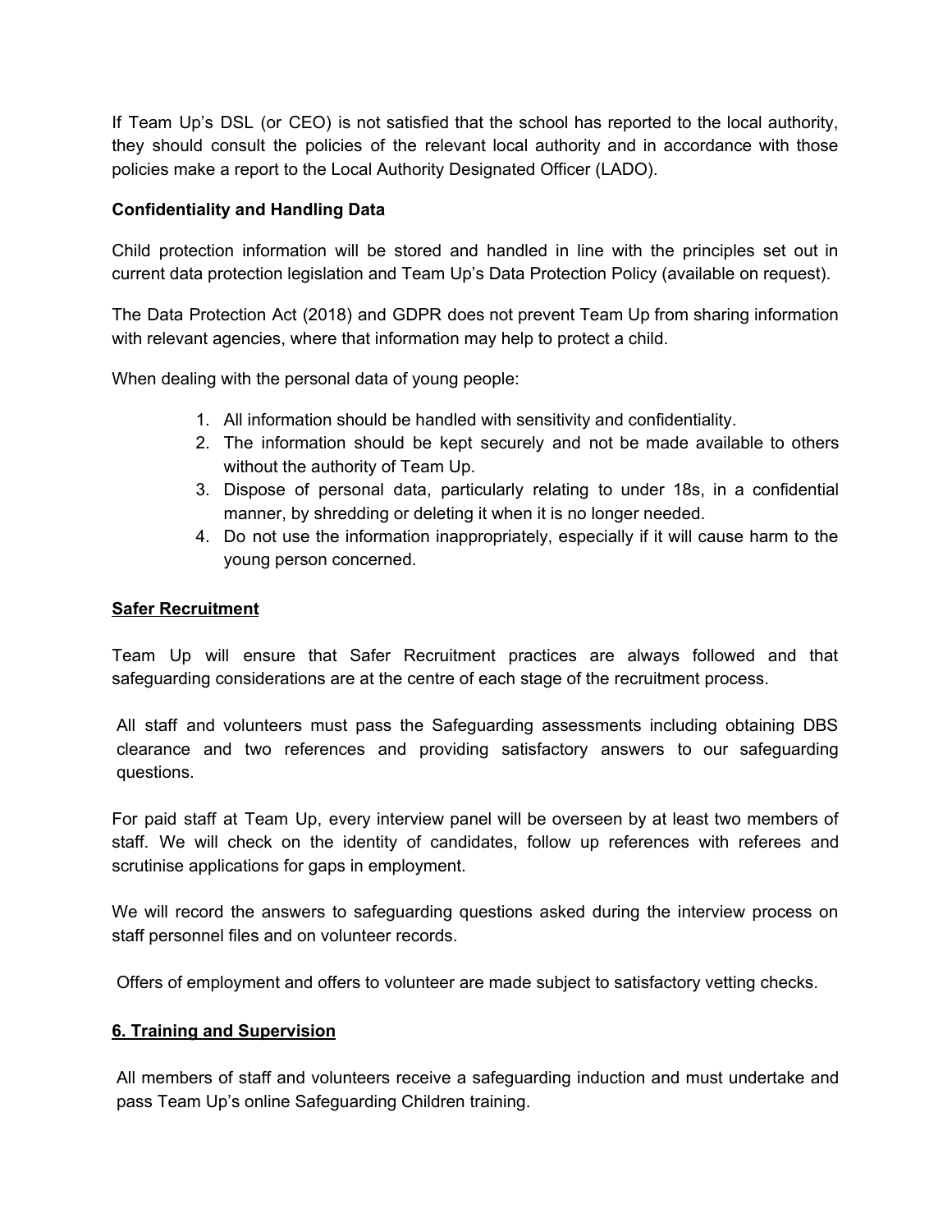If Team Up's DSL (or CEO) is not satisfied that the school has reported to the local authority, they should consult the policies of the relevant local authority and in accordance with those policies make a report to the Local Authority Designated Officer (LADO).

**Confidentiality and Handling Data**

Child protection information will be stored and handled in line with the principles set out in current data protection legislation and Team Up's Data Protection Policy (available on request).

The Data Protection Act (2018) and GDPR does not prevent Team Up from sharing information with relevant agencies, where that information may help to protect a child.

When dealing with the personal data of young people:

1. All information should be handled with sensitivity and confidentiality.
2. The information should be kept securely and not be made available to others without the authority of Team Up.
3. Dispose of personal data, particularly relating to under 18s, in a confidential manner, by shredding or deleting it when it is no longer needed.
4. Do not use the information inappropriately, especially if it will cause harm to the young person concerned.

**Safer Recruitment**

Team Up will ensure that Safer Recruitment practices are always followed and that safeguarding considerations are at the centre of each stage of the recruitment process.

All staff and volunteers must pass the Safeguarding assessments including obtaining DBS clearance and two references and providing satisfactory answers to our safeguarding questions.

For paid staff at Team Up, every interview panel will be overseen by at least two members of staff. We will check on the identity of candidates, follow up references with referees and scrutinise applications for gaps in employment.

We will record the answers to safeguarding questions asked during the interview process on staff personnel files and on volunteer records.

Offers of employment and offers to volunteer are made subject to satisfactory vetting checks.

## 6. Training and Supervision

All members of staff and volunteers receive a safeguarding induction and must undertake and pass Team Up's online Safeguarding Children training.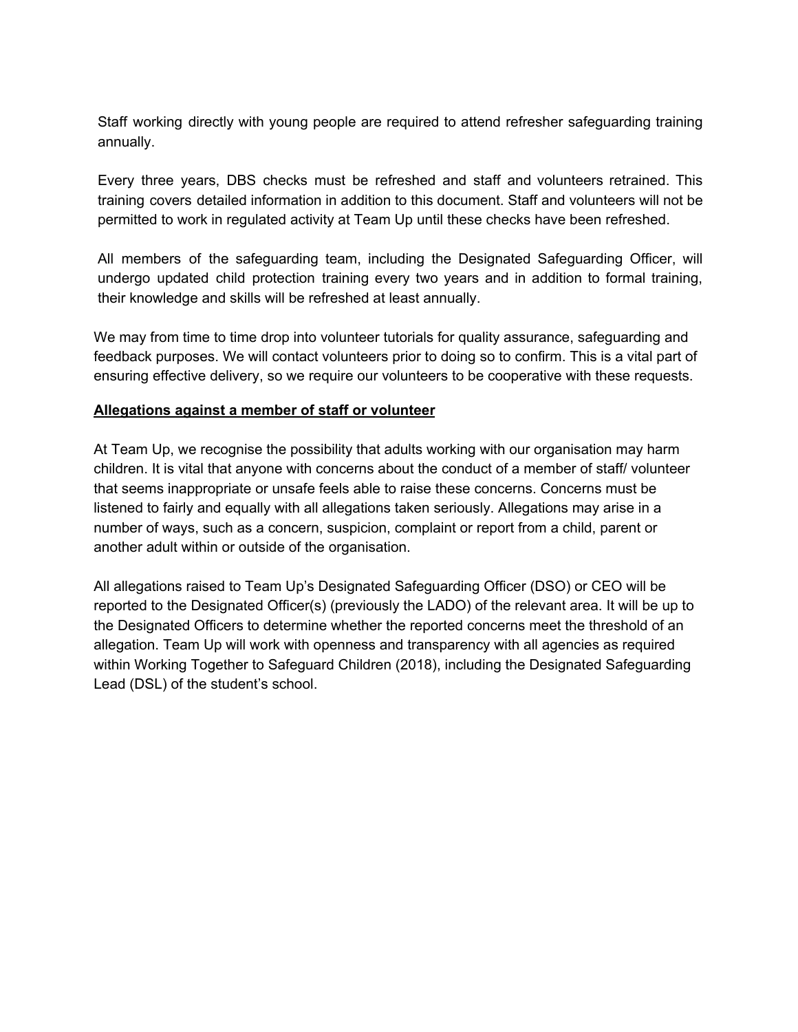Staff working directly with young people are required to attend refresher safeguarding training annually.

Every three years, DBS checks must be refreshed and staff and volunteers retrained. This training covers detailed information in addition to this document. Staff and volunteers will not be permitted to work in regulated activity at Team Up until these checks have been refreshed.

All members of the safeguarding team, including the Designated Safeguarding Officer, will undergo updated child protection training every two years and in addition to formal training, their knowledge and skills will be refreshed at least annually.

We may from time to time drop into volunteer tutorials for quality assurance, safeguarding and feedback purposes. We will contact volunteers prior to doing so to confirm. This is a vital part of ensuring effective delivery, so we require our volunteers to be cooperative with these requests.

**Allegations against a member of staff or volunteer**

At Team Up, we recognise the possibility that adults working with our organisation may harm children. It is vital that anyone with concerns about the conduct of a member of staff/ volunteer that seems inappropriate or unsafe feels able to raise these concerns. Concerns must be listened to fairly and equally with all allegations taken seriously. Allegations may arise in a number of ways, such as a concern, suspicion, complaint or report from a child, parent or another adult within or outside of the organisation.

All allegations raised to Team Up's Designated Safeguarding Officer (DSO) or CEO will be reported to the Designated Officer(s) (previously the LADO) of the relevant area. It will be up to the Designated Officers to determine whether the reported concerns meet the threshold of an allegation. Team Up will work with openness and transparency with all agencies as required within Working Together to Safeguard Children (2018), including the Designated Safeguarding Lead (DSL) of the student's school.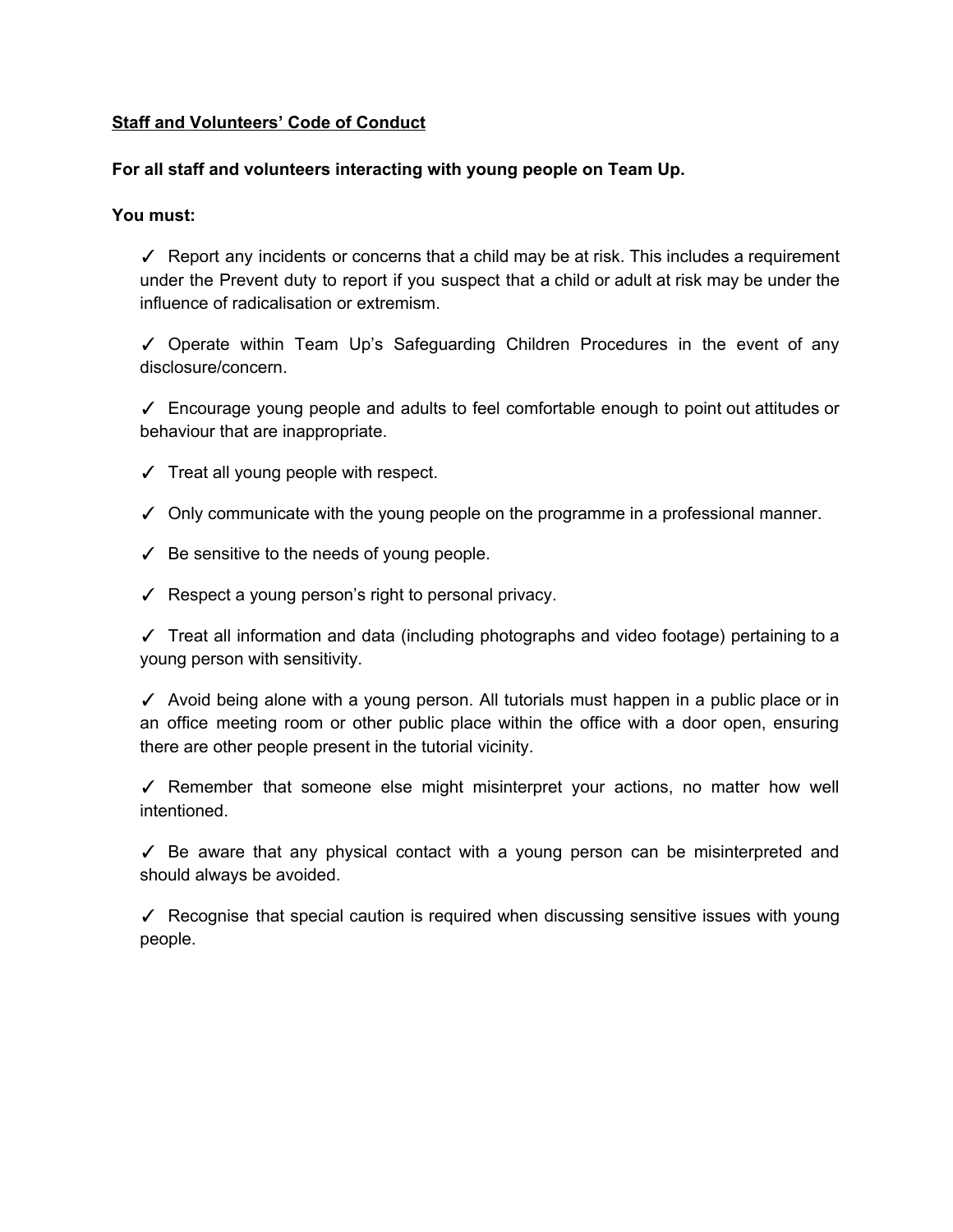**<u>Staff and Volunteers' Code of Conduct</u>**

**For all staff and volunteers interacting with young people on Team Up.**

**You must:**

- ✓ Report any incidents or concerns that a child may be at risk. This includes a requirement under the Prevent duty to report if you suspect that a child or adult at risk may be under the influence of radicalisation or extremism.

- ✓ Operate within Team Up's Safeguarding Children Procedures in the event of any disclosure/concern.

- ✓ Encourage young people and adults to feel comfortable enough to point out attitudes or behaviour that are inappropriate.

- ✓ Treat all young people with respect.

- ✓ Only communicate with the young people on the programme in a professional manner.

- ✓ Be sensitive to the needs of young people.

- ✓ Respect a young person's right to personal privacy.

- ✓ Treat all information and data (including photographs and video footage) pertaining to a young person with sensitivity.

- ✓ Avoid being alone with a young person. All tutorials must happen in a public place or in an office meeting room or other public place within the office with a door open, ensuring there are other people present in the tutorial vicinity.

- ✓ Remember that someone else might misinterpret your actions, no matter how well intentioned.

- ✓ Be aware that any physical contact with a young person can be misinterpreted and should always be avoided.

- ✓ Recognise that special caution is required when discussing sensitive issues with young people.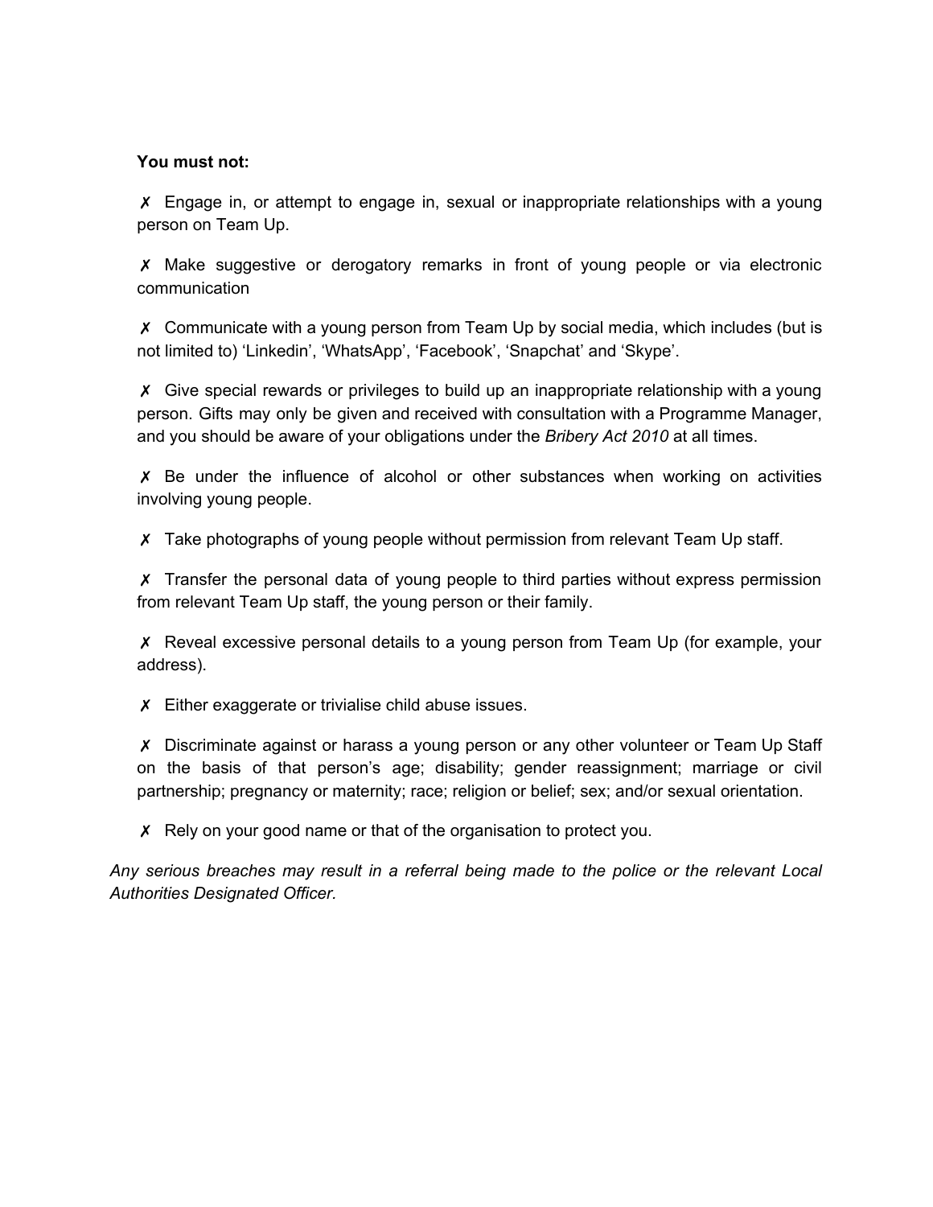**You must not:**

✗ Engage in, or attempt to engage in, sexual or inappropriate relationships with a young person on Team Up.

✗ Make suggestive or derogatory remarks in front of young people or via electronic communication

✗ Communicate with a young person from Team Up by social media, which includes (but is not limited to) 'Linkedin', 'WhatsApp', 'Facebook', 'Snapchat' and 'Skype'.

✗ Give special rewards or privileges to build up an inappropriate relationship with a young person. Gifts may only be given and received with consultation with a Programme Manager, and you should be aware of your obligations under the *Bribery Act 2010* at all times.

✗ Be under the influence of alcohol or other substances when working on activities involving young people.

✗ Take photographs of young people without permission from relevant Team Up staff.

✗ Transfer the personal data of young people to third parties without express permission from relevant Team Up staff, the young person or their family.

✗ Reveal excessive personal details to a young person from Team Up (for example, your address).

✗ Either exaggerate or trivialise child abuse issues.

✗ Discriminate against or harass a young person or any other volunteer or Team Up Staff on the basis of that person's age; disability; gender reassignment; marriage or civil partnership; pregnancy or maternity; race; religion or belief; sex; and/or sexual orientation.

✗ Rely on your good name or that of the organisation to protect you.

*Any serious breaches may result in a referral being made to the police or the relevant Local Authorities Designated Officer.*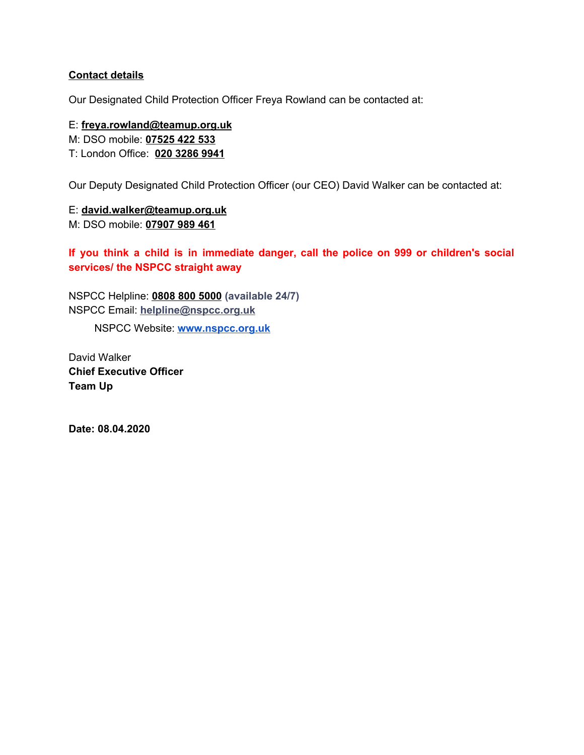**Contact details**

Our Designated Child Protection Officer Freya Rowland can be contacted at:

E: **freya.rowland@teamup.org.uk**
M: DSO mobile: **07525 422 533**
T: London Office: **020 3286 9941**

Our Deputy Designated Child Protection Officer (our CEO) David Walker can be contacted at:

E: **david.walker@teamup.org.uk**
M: DSO mobile: **07907 989 461**

**If you think a child is in immediate danger, call the police on 999 or children's social services/ the NSPCC straight away**

NSPCC Helpline: **0808 800 5000** **(available 24/7)**
NSPCC Email: **helpline@nspcc.org.uk**
NSPCC Website: **www.nspcc.org.uk**

David Walker
**Chief Executive Officer**
**Team Up**

**Date: 08.04.2020**